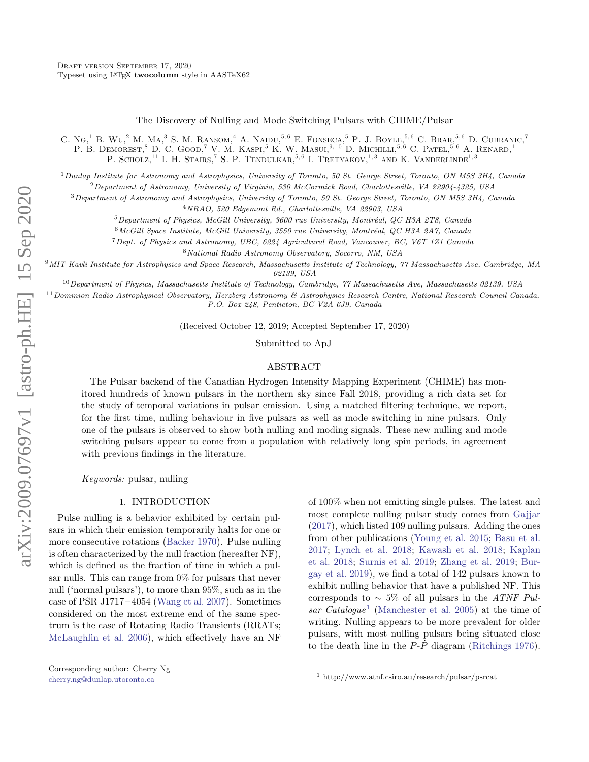Draft version September 17, 2020
Typeset using LaTeX **twocolumn** style in AASTeX62

# The Discovery of Nulling and Mode Switching Pulsars with CHIME/Pulsar

C. Ng,[1] B. Wu,[2] M. Ma,[3] S. M. Ransom,[4] A. Naidu,[5,6] E. Fonseca,[5] P. J. Boyle,[5,6] C. Brar,[5,6] D. Cubranic,[7] P. B. Demorest,[8] D. C. Good,[7] V. M. Kaspi,[5] K. W. Masui,[9,10] D. Michilli,[5,6] C. Patel,[5,6] A. Renard,[1] P. Scholz,[11] I. H. Stairs,[7] S. P. Tendulkar,[5,6] I. Tretyakov,[1,3] and K. Vanderlinde[1,3]

[1]Dunlap Institute for Astronomy and Astrophysics, University of Toronto, 50 St. George Street, Toronto, ON M5S 3H4, Canada
[2]Department of Astronomy, University of Virginia, 530 McCormick Road, Charlottesville, VA 22904-4325, USA
[3]Department of Astronomy and Astrophysics, University of Toronto, 50 St. George Street, Toronto, ON M5S 3H4, Canada
[4]NRAO, 520 Edgemont Rd., Charlottesville, VA 22903, USA
[5]Department of Physics, McGill University, 3600 rue University, Montréal, QC H3A 2T8, Canada
[6]McGill Space Institute, McGill University, 3550 rue University, Montréal, QC H3A 2A7, Canada
[7]Dept. of Physics and Astronomy, UBC, 6224 Agricultural Road, Vancouver, BC, V6T 1Z1 Canada
[8]National Radio Astronomy Observatory, Socorro, NM, USA
[9]MIT Kavli Institute for Astrophysics and Space Research, Massachusetts Institute of Technology, 77 Massachusetts Ave, Cambridge, MA 02139, USA
[10]Department of Physics, Massachusetts Institute of Technology, Cambridge, 77 Massachusetts Ave, Massachusetts 02139, USA
[11]Dominion Radio Astrophysical Observatory, Herzberg Astronomy & Astrophysics Research Centre, National Research Council Canada, P.O. Box 248, Penticton, BC V2A 6J9, Canada

(Received October 12, 2019; Accepted September 17, 2020)

Submitted to ApJ

## ABSTRACT

The Pulsar backend of the Canadian Hydrogen Intensity Mapping Experiment (CHIME) has monitored hundreds of known pulsars in the northern sky since Fall 2018, providing a rich data set for the study of temporal variations in pulsar emission. Using a matched filtering technique, we report, for the first time, nulling behaviour in five pulsars as well as mode switching in nine pulsars. Only one of the pulsars is observed to show both nulling and moding signals. These new nulling and mode switching pulsars appear to come from a population with relatively long spin periods, in agreement with previous findings in the literature.

*Keywords:* pulsar, nulling

## 1. INTRODUCTION

Pulse nulling is a behavior exhibited by certain pulsars in which their emission temporarily halts for one or more consecutive rotations (Backer 1970). Pulse nulling is often characterized by the null fraction (hereafter NF), which is defined as the fraction of time in which a pulsar nulls. This can range from 0% for pulsars that never null ('normal pulsars'), to more than 95%, such as in the case of PSR J1717−4054 (Wang et al. 2007). Sometimes considered on the most extreme end of the same spectrum is the case of Rotating Radio Transients (RRATs; McLaughlin et al. 2006), which effectively have an NF of 100% when not emitting single pulses. The latest and most complete nulling pulsar study comes from Gajjar (2017), which listed 109 nulling pulsars. Adding the ones from other publications (Young et al. 2015; Basu et al. 2017; Lynch et al. 2018; Kawash et al. 2018; Kaplan et al. 2018; Surnis et al. 2019; Zhang et al. 2019; Burgay et al. 2019), we find a total of 142 pulsars known to exhibit nulling behavior that have a published NF. This corresponds to $\sim$ 5% of all pulsars in the *ATNF Pulsar Catalogue*[1] (Manchester et al. 2005) at the time of writing. Nulling appears to be more prevalent for older pulsars, with most nulling pulsars being situated close to the death line in the $P$-$\dot{P}$ diagram (Ritchings 1976).

Corresponding author: Cherry Ng
cherry.ng@dunlap.utoronto.ca

[1] http://www.atnf.csiro.au/research/pulsar/psrcat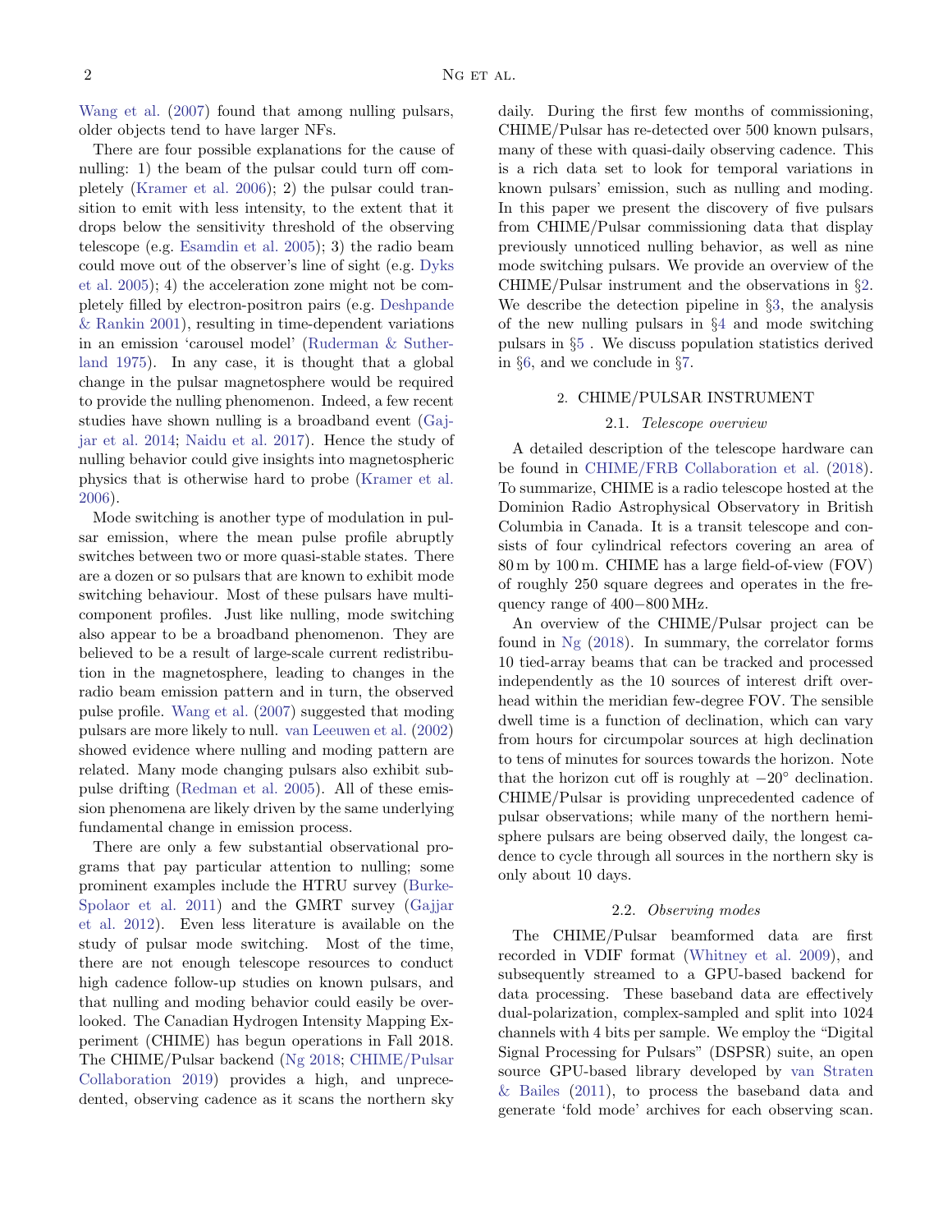Wang et al. (2007) found that among nulling pulsars, older objects tend to have larger NFs.

There are four possible explanations for the cause of nulling: 1) the beam of the pulsar could turn off completely (Kramer et al. 2006); 2) the pulsar could transition to emit with less intensity, to the extent that it drops below the sensitivity threshold of the observing telescope (e.g. Esamdin et al. 2005); 3) the radio beam could move out of the observer's line of sight (e.g. Dyks et al. 2005); 4) the acceleration zone might not be completely filled by electron-positron pairs (e.g. Deshpande & Rankin 2001), resulting in time-dependent variations in an emission 'carousel model' (Ruderman & Sutherland 1975). In any case, it is thought that a global change in the pulsar magnetosphere would be required to provide the nulling phenomenon. Indeed, a few recent studies have shown nulling is a broadband event (Gajjar et al. 2014; Naidu et al. 2017). Hence the study of nulling behavior could give insights into magnetospheric physics that is otherwise hard to probe (Kramer et al. 2006).

Mode switching is another type of modulation in pulsar emission, where the mean pulse profile abruptly switches between two or more quasi-stable states. There are a dozen or so pulsars that are known to exhibit mode switching behaviour. Most of these pulsars have multi-component profiles. Just like nulling, mode switching also appear to be a broadband phenomenon. They are believed to be a result of large-scale current redistribution in the magnetosphere, leading to changes in the radio beam emission pattern and in turn, the observed pulse profile. Wang et al. (2007) suggested that moding pulsars are more likely to null. van Leeuwen et al. (2002) showed evidence where nulling and moding pattern are related. Many mode changing pulsars also exhibit subpulse drifting (Redman et al. 2005). All of these emission phenomena are likely driven by the same underlying fundamental change in emission process.

There are only a few substantial observational programs that pay particular attention to nulling; some prominent examples include the HTRU survey (Burke-Spolaor et al. 2011) and the GMRT survey (Gajjar et al. 2012). Even less literature is available on the study of pulsar mode switching. Most of the time, there are not enough telescope resources to conduct high cadence follow-up studies on known pulsars, and that nulling and moding behavior could easily be overlooked. The Canadian Hydrogen Intensity Mapping Experiment (CHIME) has begun operations in Fall 2018. The CHIME/Pulsar backend (Ng 2018; CHIME/Pulsar Collaboration 2019) provides a high, and unprecedented, observing cadence as it scans the northern sky daily. During the first few months of commissioning, CHIME/Pulsar has re-detected over 500 known pulsars, many of these with quasi-daily observing cadence. This is a rich data set to look for temporal variations in known pulsars' emission, such as nulling and moding. In this paper we present the discovery of five pulsars from CHIME/Pulsar commissioning data that display previously unnoticed nulling behavior, as well as nine mode switching pulsars. We provide an overview of the CHIME/Pulsar instrument and the observations in §2. We describe the detection pipeline in §3, the analysis of the new nulling pulsars in §4 and mode switching pulsars in §5 . We discuss population statistics derived in §6, and we conclude in §7.

## 2. CHIME/PULSAR INSTRUMENT

### 2.1. *Telescope overview*

A detailed description of the telescope hardware can be found in CHIME/FRB Collaboration et al. (2018). To summarize, CHIME is a radio telescope hosted at the Dominion Radio Astrophysical Observatory in British Columbia in Canada. It is a transit telescope and consists of four cylindrical refectors covering an area of 80 m by 100 m. CHIME has a large field-of-view (FOV) of roughly 250 square degrees and operates in the frequency range of 400−800 MHz.

An overview of the CHIME/Pulsar project can be found in Ng (2018). In summary, the correlator forms 10 tied-array beams that can be tracked and processed independently as the 10 sources of interest drift overhead within the meridian few-degree FOV. The sensible dwell time is a function of declination, which can vary from hours for circumpolar sources at high declination to tens of minutes for sources towards the horizon. Note that the horizon cut off is roughly at $-20°$ declination. CHIME/Pulsar is providing unprecedented cadence of pulsar observations; while many of the northern hemisphere pulsars are being observed daily, the longest cadence to cycle through all sources in the northern sky is only about 10 days.

### 2.2. *Observing modes*

The CHIME/Pulsar beamformed data are first recorded in VDIF format (Whitney et al. 2009), and subsequently streamed to a GPU-based backend for data processing. These baseband data are effectively dual-polarization, complex-sampled and split into 1024 channels with 4 bits per sample. We employ the "Digital Signal Processing for Pulsars" (DSPSR) suite, an open source GPU-based library developed by van Straten & Bailes (2011), to process the baseband data and generate 'fold mode' archives for each observing scan.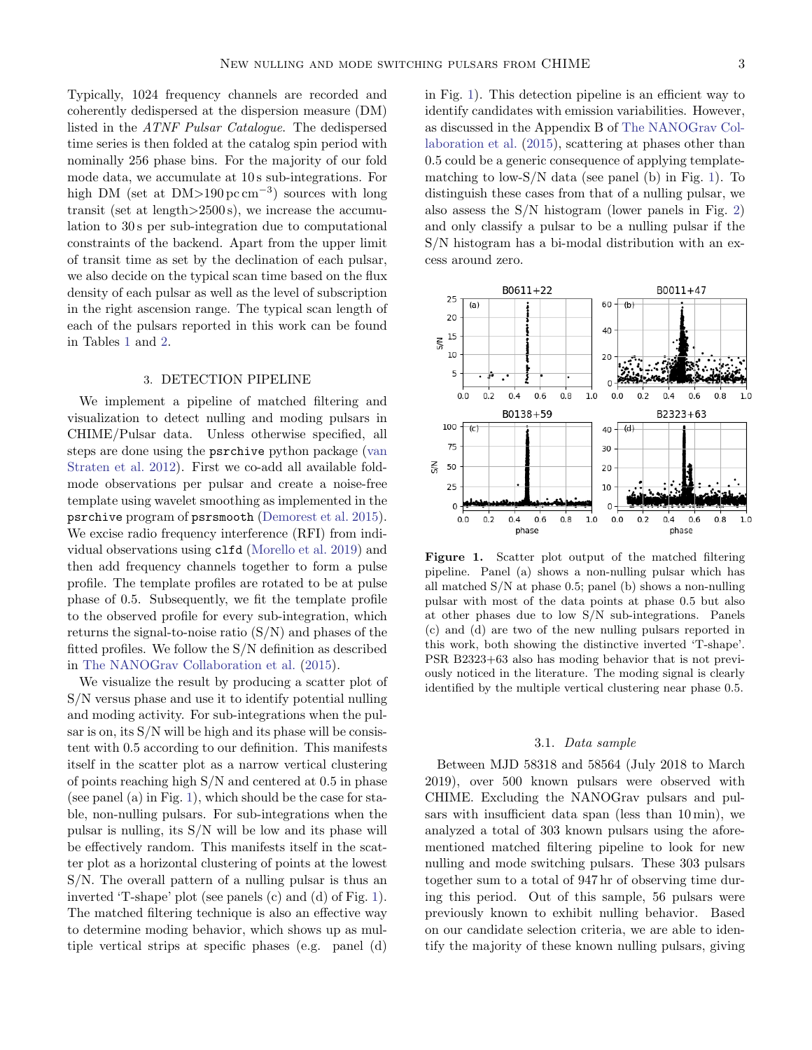Typically, 1024 frequency channels are recorded and coherently dedispersed at the dispersion measure (DM) listed in the *ATNF Pulsar Catalogue*. The dedispersed time series is then folded at the catalog spin period with nominally 256 phase bins. For the majority of our fold mode data, we accumulate at 10 s sub-integrations. For high DM (set at DM>190 pc cm$^{-3}$) sources with long transit (set at length>2500 s), we increase the accumulation to 30 s per sub-integration due to computational constraints of the backend. Apart from the upper limit of transit time as set by the declination of each pulsar, we also decide on the typical scan time based on the flux density of each pulsar as well as the level of subscription in the right ascension range. The typical scan length of each of the pulsars reported in this work can be found in Tables 1 and 2.

## 3. DETECTION PIPELINE

We implement a pipeline of matched filtering and visualization to detect nulling and moding pulsars in CHIME/Pulsar data. Unless otherwise specified, all steps are done using the `psrchive` python package (van Straten et al. 2012). First we co-add all available fold-mode observations per pulsar and create a noise-free template using wavelet smoothing as implemented in the `psrchive` program of `psrsmooth` (Demorest et al. 2015). We excise radio frequency interference (RFI) from individual observations using `clfd` (Morello et al. 2019) and then add frequency channels together to form a pulse profile. The template profiles are rotated to be at pulse phase of 0.5. Subsequently, we fit the template profile to the observed profile for every sub-integration, which returns the signal-to-noise ratio (S/N) and phases of the fitted profiles. We follow the S/N definition as described in The NANOGrav Collaboration et al. (2015).

We visualize the result by producing a scatter plot of S/N versus phase and use it to identify potential nulling and moding activity. For sub-integrations when the pulsar is on, its S/N will be high and its phase will be consistent with 0.5 according to our definition. This manifests itself in the scatter plot as a narrow vertical clustering of points reaching high S/N and centered at 0.5 in phase (see panel (a) in Fig. 1), which should be the case for stable, non-nulling pulsars. For sub-integrations when the pulsar is nulling, its S/N will be low and its phase will be effectively random. This manifests itself in the scatter plot as a horizontal clustering of points at the lowest S/N. The overall pattern of a nulling pulsar is thus an inverted 'T-shape' plot (see panels (c) and (d) of Fig. 1). The matched filtering technique is also an effective way to determine moding behavior, which shows up as multiple vertical strips at specific phases (e.g. panel (d) in Fig. 1). This detection pipeline is an efficient way to identify candidates with emission variabilities. However, as discussed in the Appendix B of The NANOGrav Collaboration et al. (2015), scattering at phases other than 0.5 could be a generic consequence of applying template-matching to low-S/N data (see panel (b) in Fig. 1). To distinguish these cases from that of a nulling pulsar, we also assess the S/N histogram (lower panels in Fig. 2) and only classify a pulsar to be a nulling pulsar if the S/N histogram has a bi-modal distribution with an excess around zero.

**Figure 1.** Scatter plot output of the matched filtering pipeline. Panel (a) shows a non-nulling pulsar which has all matched S/N at phase 0.5; panel (b) shows a non-nulling pulsar with most of the data points at phase 0.5 but also at other phases due to low S/N sub-integrations. Panels (c) and (d) are two of the new nulling pulsars reported in this work, both showing the distinctive inverted 'T-shape'. PSR B2323+63 also has moding behavior that is not previously noticed in the literature. The moding signal is clearly identified by the multiple vertical clustering near phase 0.5.

### 3.1. *Data sample*

Between MJD 58318 and 58564 (July 2018 to March 2019), over 500 known pulsars were observed with CHIME. Excluding the NANOGrav pulsars and pulsars with insufficient data span (less than 10 min), we analyzed a total of 303 known pulsars using the aforementioned matched filtering pipeline to look for new nulling and mode switching pulsars. These 303 pulsars together sum to a total of 947 hr of observing time during this period. Out of this sample, 56 pulsars were previously known to exhibit nulling behavior. Based on our candidate selection criteria, we are able to identify the majority of these known nulling pulsars, giving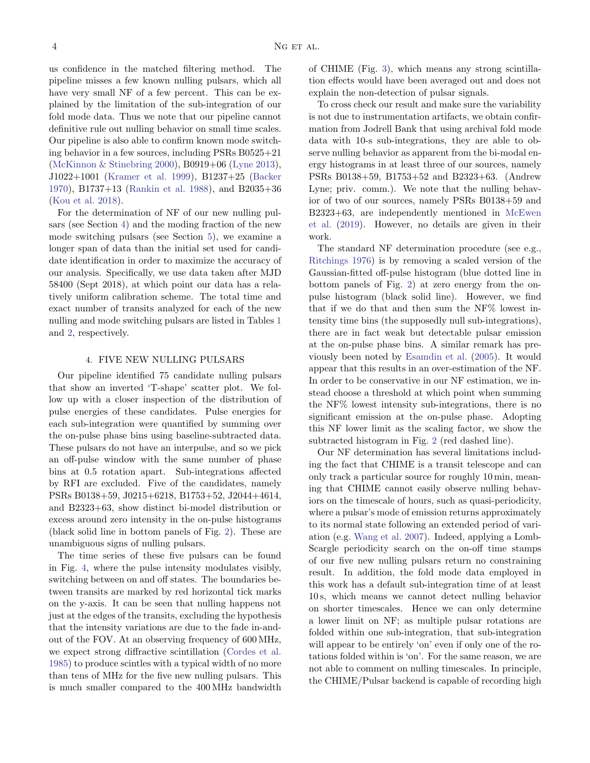us confidence in the matched filtering method. The pipeline misses a few known nulling pulsars, which all have very small NF of a few percent. This can be explained by the limitation of the sub-integration of our fold mode data. Thus we note that our pipeline cannot definitive rule out nulling behavior on small time scales. Our pipeline is also able to confirm known mode switching behavior in a few sources, including PSRs B0525+21 (McKinnon & Stinebring 2000), B0919+06 (Lyne 2013), J1022+1001 (Kramer et al. 1999), B1237+25 (Backer 1970), B1737+13 (Rankin et al. 1988), and B2035+36 (Kou et al. 2018).

For the determination of NF of our new nulling pulsars (see Section 4) and the moding fraction of the new mode switching pulsars (see Section 5), we examine a longer span of data than the initial set used for candidate identification in order to maximize the accuracy of our analysis. Specifically, we use data taken after MJD 58400 (Sept 2018), at which point our data has a relatively uniform calibration scheme. The total time and exact number of transits analyzed for each of the new nulling and mode switching pulsars are listed in Tables 1 and 2, respectively.

## 4. FIVE NEW NULLING PULSARS

Our pipeline identified 75 candidate nulling pulsars that show an inverted 'T-shape' scatter plot. We follow up with a closer inspection of the distribution of pulse energies of these candidates. Pulse energies for each sub-integration were quantified by summing over the on-pulse phase bins using baseline-subtracted data. These pulsars do not have an interpulse, and so we pick an off-pulse window with the same number of phase bins at 0.5 rotation apart. Sub-integrations affected by RFI are excluded. Five of the candidates, namely PSRs B0138+59, J0215+6218, B1753+52, J2044+4614, and B2323+63, show distinct bi-model distribution or excess around zero intensity in the on-pulse histograms (black solid line in bottom panels of Fig. 2). These are unambiguous signs of nulling pulsars.

The time series of these five pulsars can be found in Fig. 4, where the pulse intensity modulates visibly, switching between on and off states. The boundaries between transits are marked by red horizontal tick marks on the y-axis. It can be seen that nulling happens not just at the edges of the transits, excluding the hypothesis that the intensity variations are due to the fade in-and-out of the FOV. At an observing frequency of 600 MHz, we expect strong diffractive scintillation (Cordes et al. 1985) to produce scintles with a typical width of no more than tens of MHz for the five new nulling pulsars. This is much smaller compared to the 400 MHz bandwidth of CHIME (Fig. 3), which means any strong scintillation effects would have been averaged out and does not explain the non-detection of pulsar signals.

To cross check our result and make sure the variability is not due to instrumentation artifacts, we obtain confirmation from Jodrell Bank that using archival fold mode data with 10-s sub-integrations, they are able to observe nulling behavior as apparent from the bi-modal energy histograms in at least three of our sources, namely PSRs B0138+59, B1753+52 and B2323+63. (Andrew Lyne; priv. comm.). We note that the nulling behavior of two of our sources, namely PSRs B0138+59 and B2323+63, are independently mentioned in McEwen et al. (2019). However, no details are given in their work.

The standard NF determination procedure (see e.g., Ritchings 1976) is by removing a scaled version of the Gaussian-fitted off-pulse histogram (blue dotted line in bottom panels of Fig. 2) at zero energy from the on-pulse histogram (black solid line). However, we find that if we do that and then sum the NF% lowest intensity time bins (the supposedly null sub-integrations), there are in fact weak but detectable pulsar emission at the on-pulse phase bins. A similar remark has previously been noted by Esamdin et al. (2005). It would appear that this results in an over-estimation of the NF. In order to be conservative in our NF estimation, we instead choose a threshold at which point when summing the NF% lowest intensity sub-integrations, there is no significant emission at the on-pulse phase. Adopting this NF lower limit as the scaling factor, we show the subtracted histogram in Fig. 2 (red dashed line).

Our NF determination has several limitations including the fact that CHIME is a transit telescope and can only track a particular source for roughly 10 min, meaning that CHIME cannot easily observe nulling behaviors on the timescale of hours, such as quasi-periodicity, where a pulsar's mode of emission returns approximately to its normal state following an extended period of variation (e.g. Wang et al. 2007). Indeed, applying a Lomb-Scargle periodicity search on the on-off time stamps of our five new nulling pulsars return no constraining result. In addition, the fold mode data employed in this work has a default sub-integration time of at least 10 s, which means we cannot detect nulling behavior on shorter timescales. Hence we can only determine a lower limit on NF; as multiple pulsar rotations are folded within one sub-integration, that sub-integration will appear to be entirely 'on' even if only one of the rotations folded within is 'on'. For the same reason, we are not able to comment on nulling timescales. In principle, the CHIME/Pulsar backend is capable of recording high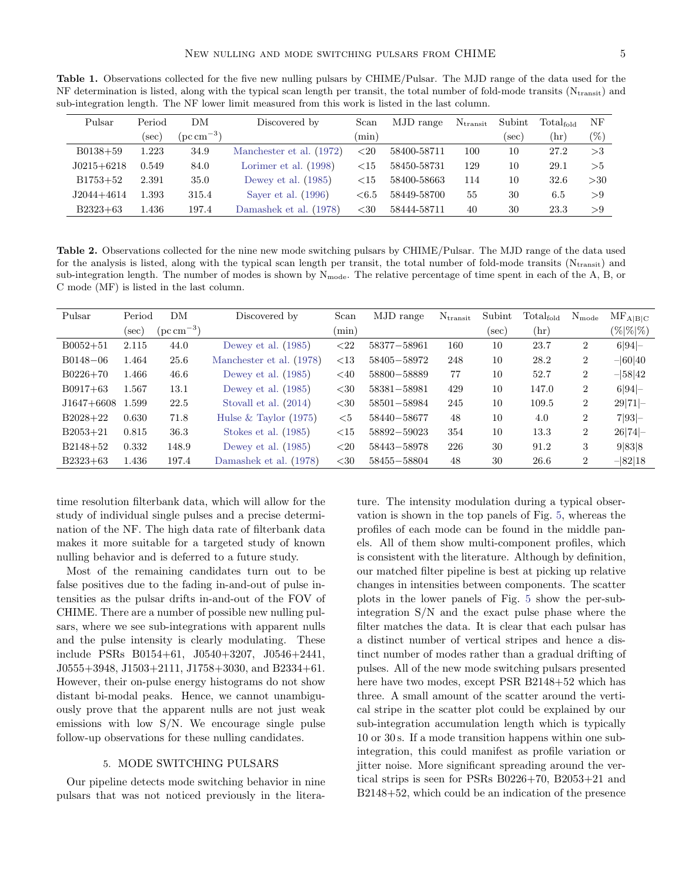**Table 1.** Observations collected for the five new nulling pulsars by CHIME/Pulsar. The MJD range of the data used for the NF determination is listed, along with the typical scan length per transit, the total number of fold-mode transits ($N_{transit}$) and sub-integration length. The NF lower limit measured from this work is listed in the last column.

| Pulsar | Period | DM | Discovered by | Scan | MJD range | $N_{transit}$ | Subint | $Total_{fold}$ | NF |
|---|---|---|---|---|---|---|---|---|---|
| | (sec) | ($pc\,cm^{-3}$) | | (min) | | | (sec) | (hr) | (%) |
| B0138+59 | 1.223 | 34.9 | Manchester et al. (1972) | <20 | 58400-58711 | 100 | 10 | 27.2 | >3 |
| J0215+6218 | 0.549 | 84.0 | Lorimer et al. (1998) | <15 | 58450-58731 | 129 | 10 | 29.1 | >5 |
| B1753+52 | 2.391 | 35.0 | Dewey et al. (1985) | <15 | 58400-58663 | 114 | 10 | 32.6 | >30 |
| J2044+4614 | 1.393 | 315.4 | Sayer et al. (1996) | <6.5 | 58449-58700 | 55 | 30 | 6.5 | >9 |
| B2323+63 | 1.436 | 197.4 | Damashek et al. (1978) | <30 | 58444-58711 | 40 | 30 | 23.3 | >9 |

**Table 2.** Observations collected for the nine new mode switching pulsars by CHIME/Pulsar. The MJD range of the data used for the analysis is listed, along with the typical scan length per transit, the total number of fold-mode transits ($N_{transit}$) and sub-integration length. The number of modes is shown by $N_{mode}$. The relative percentage of time spent in each of the A, B, or C mode (MF) is listed in the last column.

| Pulsar | Period | DM | Discovered by | Scan | MJD range | $N_{transit}$ | Subint | $Total_{fold}$ | $N_{mode}$ | $MF_{A\|B\|C}$ |
|---|---|---|---|---|---|---|---|---|---|---|
| | (sec) | ($pc\,cm^{-3}$) | | (min) | | | (sec) | (hr) | | (%\|%\|%) |
| B0052+51 | 2.115 | 44.0 | Dewey et al. (1985) | <22 | 58377−58961 | 160 | 10 | 23.7 | 2 | 6\|94\|– |
| B0148−06 | 1.464 | 25.6 | Manchester et al. (1978) | <13 | 58405−58972 | 248 | 10 | 28.2 | 2 | –\|60\|40 |
| B0226+70 | 1.466 | 46.6 | Dewey et al. (1985) | <40 | 58800−58889 | 77 | 10 | 52.7 | 2 | –\|58\|42 |
| B0917+63 | 1.567 | 13.1 | Dewey et al. (1985) | <30 | 58381−58981 | 429 | 10 | 147.0 | 2 | 6\|94\|– |
| J1647+6608 | 1.599 | 22.5 | Stovall et al. (2014) | <30 | 58501−58984 | 245 | 10 | 109.5 | 2 | 29\|71\|– |
| B2028+22 | 0.630 | 71.8 | Hulse & Taylor (1975) | <5 | 58440−58677 | 48 | 10 | 4.0 | 2 | 7\|93\|– |
| B2053+21 | 0.815 | 36.3 | Stokes et al. (1985) | <15 | 58892−59023 | 354 | 10 | 13.3 | 2 | 26\|74\|– |
| B2148+52 | 0.332 | 148.9 | Dewey et al. (1985) | <20 | 58443−58978 | 226 | 30 | 91.2 | 3 | 9\|83\|8 |
| B2323+63 | 1.436 | 197.4 | Damashek et al. (1978) | <30 | 58455−58804 | 48 | 30 | 26.6 | 2 | –\|82\|18 |

time resolution filterbank data, which will allow for the study of individual single pulses and a precise determination of the NF. The high data rate of filterbank data makes it more suitable for a targeted study of known nulling behavior and is deferred to a future study.

Most of the remaining candidates turn out to be false positives due to the fading in-and-out of pulse intensities as the pulsar drifts in-and-out of the FOV of CHIME. There are a number of possible new nulling pulsars, where we see sub-integrations with apparent nulls and the pulse intensity is clearly modulating. These include PSRs B0154+61, J0540+3207, J0546+2441, J0555+3948, J1503+2111, J1758+3030, and B2334+61. However, their on-pulse energy histograms do not show distant bi-modal peaks. Hence, we cannot unambiguously prove that the apparent nulls are not just weak emissions with low S/N. We encourage single pulse follow-up observations for these nulling candidates.

## 5. MODE SWITCHING PULSARS

Our pipeline detects mode switching behavior in nine pulsars that was not noticed previously in the literature. The intensity modulation during a typical observation is shown in the top panels of Fig. 5, whereas the profiles of each mode can be found in the middle panels. All of them show multi-component profiles, which is consistent with the literature. Although by definition, our matched filter pipeline is best at picking up relative changes in intensities between components. The scatter plots in the lower panels of Fig. 5 show the per-sub-integration S/N and the exact pulse phase where the filter matches the data. It is clear that each pulsar has a distinct number of vertical stripes and hence a distinct number of modes rather than a gradual drifting of pulses. All of the new mode switching pulsars presented here have two modes, except PSR B2148+52 which has three. A small amount of the scatter around the vertical stripe in the scatter plot could be explained by our sub-integration accumulation length which is typically 10 or 30 s. If a mode transition happens within one sub-integration, this could manifest as profile variation or jitter noise. More significant spreading around the vertical strips is seen for PSRs B0226+70, B2053+21 and B2148+52, which could be an indication of the presence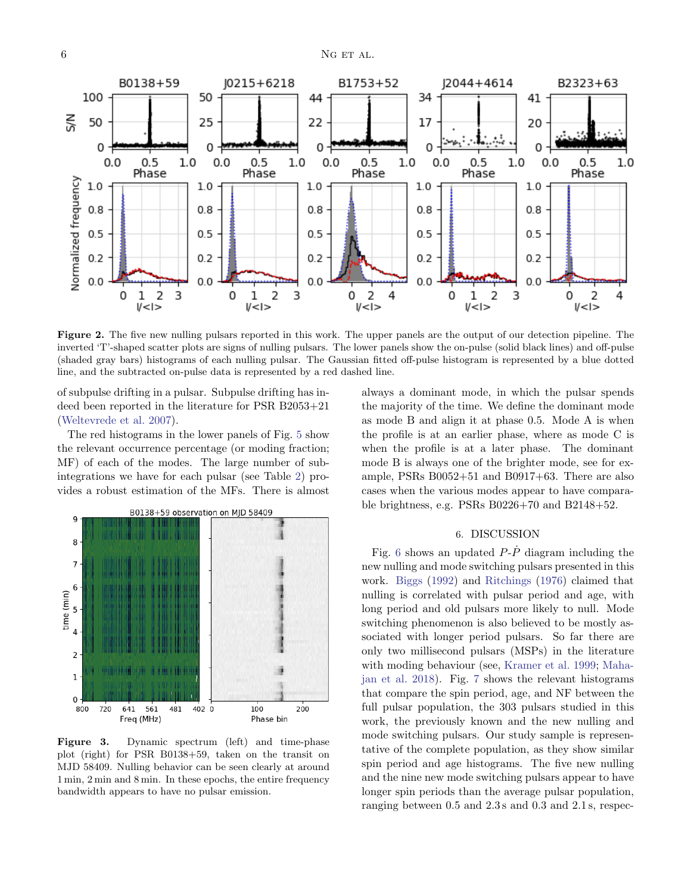Figure 2. The five new nulling pulsars reported in this work. The upper panels are the output of our detection pipeline. The inverted 'T'-shaped scatter plots are signs of nulling pulsars. The lower panels show the on-pulse (solid black lines) and off-pulse (shaded gray bars) histograms of each nulling pulsar. The Gaussian fitted off-pulse histogram is represented by a blue dotted line, and the subtracted on-pulse data is represented by a red dashed line.

of subpulse drifting in a pulsar. Subpulse drifting has indeed been reported in the literature for PSR B2053+21 (Weltevrede et al. 2007).

The red histograms in the lower panels of Fig. 5 show the relevant occurrence percentage (or moding fraction; MF) of each of the modes. The large number of subintegrations we have for each pulsar (see Table 2) provides a robust estimation of the MFs. There is almost always a dominant mode, in which the pulsar spends the majority of the time. We define the dominant mode as mode B and align it at phase 0.5. Mode A is when the profile is at an earlier phase, where as mode C is when the profile is at a later phase. The dominant mode B is always one of the brighter mode, see for example, PSRs B0052+51 and B0917+63. There are also cases when the various modes appear to have comparable brightness, e.g. PSRs B0226+70 and B2148+52.

Figure 3. Dynamic spectrum (left) and time-phase plot (right) for PSR B0138+59, taken on the transit on MJD 58409. Nulling behavior can be seen clearly at around 1 min, 2 min and 8 min. In these epochs, the entire frequency bandwidth appears to have no pulsar emission.

## 6. DISCUSSION

Fig. 6 shows an updated $P$-$\dot{P}$ diagram including the new nulling and mode switching pulsars presented in this work. Biggs (1992) and Ritchings (1976) claimed that nulling is correlated with pulsar period and age, with long period and old pulsars more likely to null. Mode switching phenomenon is also believed to be mostly associated with longer period pulsars. So far there are only two millisecond pulsars (MSPs) in the literature with moding behaviour (see, Kramer et al. 1999; Mahajan et al. 2018). Fig. 7 shows the relevant histograms that compare the spin period, age, and NF between the full pulsar population, the 303 pulsars studied in this work, the previously known and the new nulling and mode switching pulsars. Our study sample is representative of the complete population, as they show similar spin period and age histograms. The five new nulling and the nine new mode switching pulsars appear to have longer spin periods than the average pulsar population, ranging between 0.5 and 2.3 s and 0.3 and 2.1 s, respec-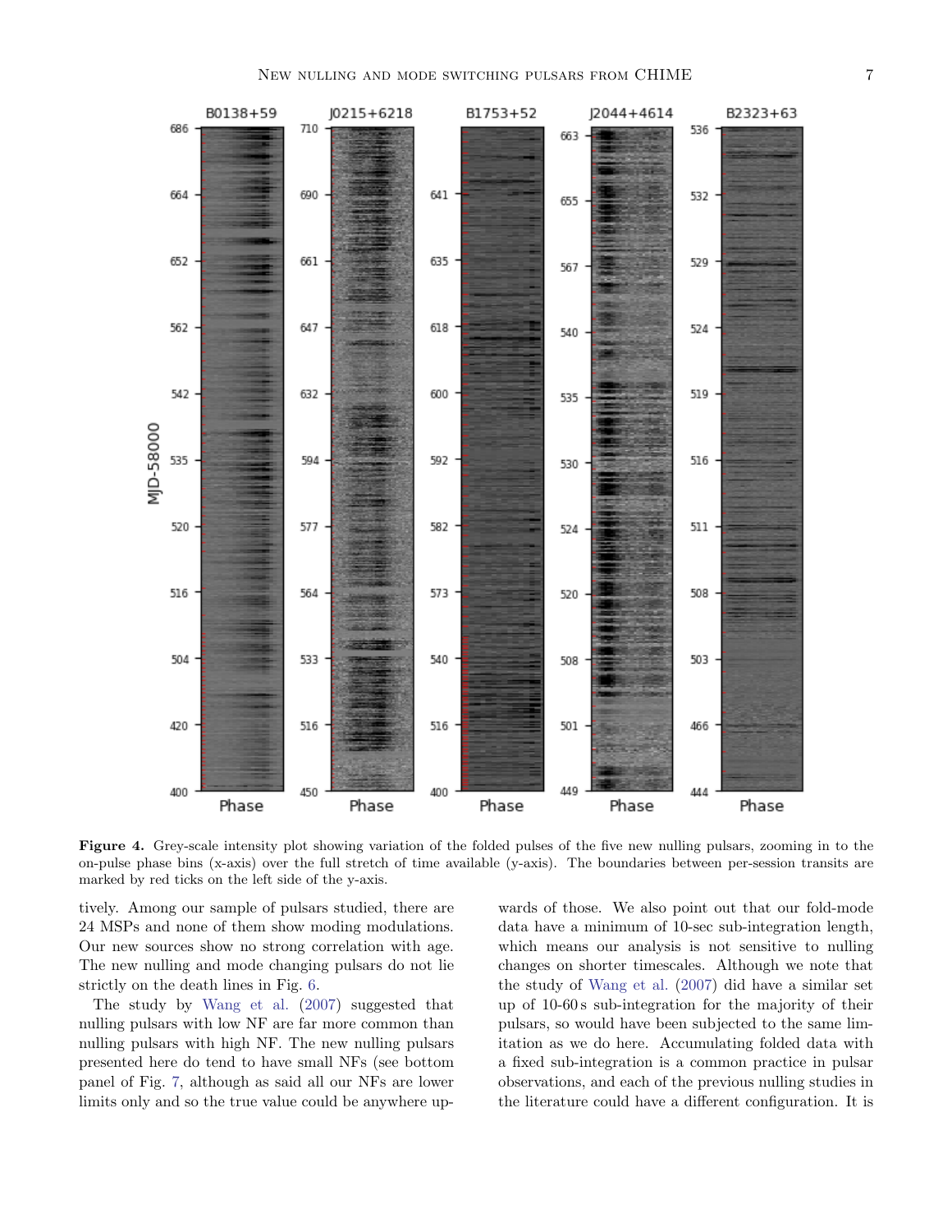**Figure 4.** Grey-scale intensity plot showing variation of the folded pulses of the five new nulling pulsars, zooming in to the on-pulse phase bins (x-axis) over the full stretch of time available (y-axis). The boundaries between per-session transits are marked by red ticks on the left side of the y-axis.

tively. Among our sample of pulsars studied, there are 24 MSPs and none of them show moding modulations. Our new sources show no strong correlation with age. The new nulling and mode changing pulsars do not lie strictly on the death lines in Fig. 6.

The study by Wang et al. (2007) suggested that nulling pulsars with low NF are far more common than nulling pulsars with high NF. The new nulling pulsars presented here do tend to have small NFs (see bottom panel of Fig. 7, although as said all our NFs are lower limits only and so the true value could be anywhere upwards of those. We also point out that our fold-mode data have a minimum of 10-sec sub-integration length, which means our analysis is not sensitive to nulling changes on shorter timescales. Although we note that the study of Wang et al. (2007) did have a similar set up of 10-60 s sub-integration for the majority of their pulsars, so would have been subjected to the same limitation as we do here. Accumulating folded data with a fixed sub-integration is a common practice in pulsar observations, and each of the previous nulling studies in the literature could have a different configuration. It is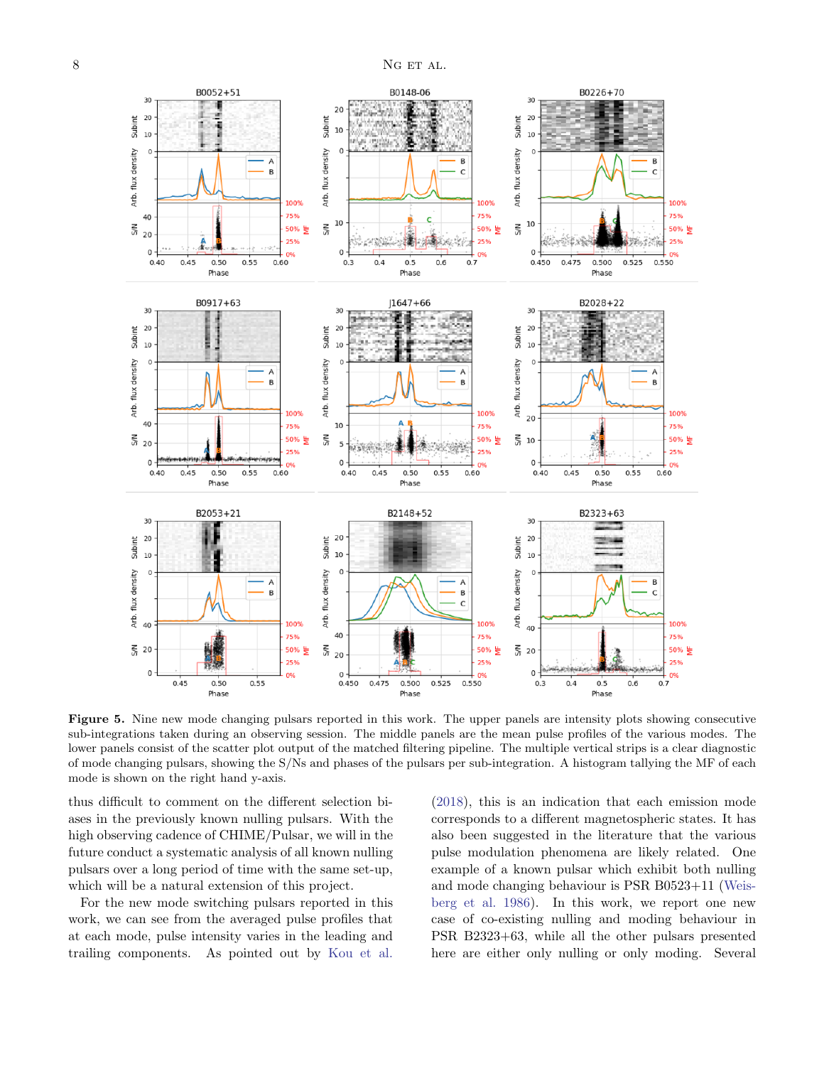**Figure 5.** Nine new mode changing pulsars reported in this work. The upper panels are intensity plots showing consecutive sub-integrations taken during an observing session. The middle panels are the mean pulse profiles of the various modes. The lower panels consist of the scatter plot output of the matched filtering pipeline. The multiple vertical strips is a clear diagnostic of mode changing pulsars, showing the S/Ns and phases of the pulsars per sub-integration. A histogram tallying the MF of each mode is shown on the right hand y-axis.

thus difficult to comment on the different selection biases in the previously known nulling pulsars. With the high observing cadence of CHIME/Pulsar, we will in the future conduct a systematic analysis of all known nulling pulsars over a long period of time with the same set-up, which will be a natural extension of this project.

For the new mode switching pulsars reported in this work, we can see from the averaged pulse profiles that at each mode, pulse intensity varies in the leading and trailing components. As pointed out by Kou et al. (2018), this is an indication that each emission mode corresponds to a different magnetospheric states. It has also been suggested in the literature that the various pulse modulation phenomena are likely related. One example of a known pulsar which exhibit both nulling and mode changing behaviour is PSR B0523+11 (Weisberg et al. 1986). In this work, we report one new case of co-existing nulling and moding behaviour in PSR B2323+63, while all the other pulsars presented here are either only nulling or only moding. Several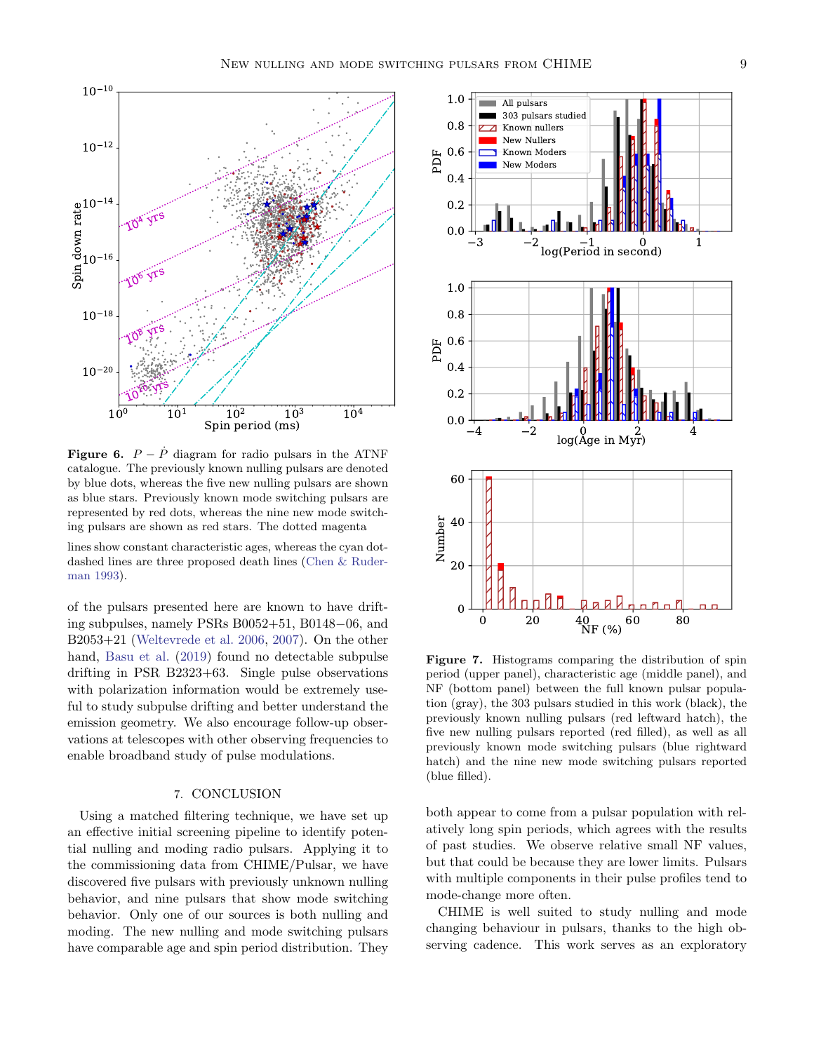**Figure 6.** $P - \dot{P}$ diagram for radio pulsars in the ATNF catalogue. The previously known nulling pulsars are denoted by blue dots, whereas the five new nulling pulsars are shown as blue stars. Previously known mode switching pulsars are represented by red dots, whereas the nine new mode switching pulsars are shown as red stars. The dotted magenta lines show constant characteristic ages, whereas the cyan dot-dashed lines are three proposed death lines (Chen & Ruderman 1993).

of the pulsars presented here are known to have drifting subpulses, namely PSRs B0052+51, B0148−06, and B2053+21 (Weltevrede et al. 2006, 2007). On the other hand, Basu et al. (2019) found no detectable subpulse drifting in PSR B2323+63. Single pulse observations with polarization information would be extremely useful to study drifting and better understand the emission geometry. We also encourage follow-up observations at telescopes with other observing frequencies to enable broadband study of pulse modulations.

## 7. CONCLUSION

Using a matched filtering technique, we have set up an effective initial screening pipeline to identify potential nulling and moding radio pulsars. Applying it to the commissioning data from CHIME/Pulsar, we have discovered five pulsars with previously unknown nulling behavior, and nine pulsars that show mode switching behavior. Only one of our sources is both nulling and moding. The new nulling and mode switching pulsars have comparable age and spin period distribution. They both appear to come from a pulsar population with relatively long spin periods, which agrees with the results of past studies. We observe relative small NF values, but that could be because they are lower limits. Pulsars with multiple components in their pulse profiles tend to mode-change more often.

CHIME is well suited to study nulling and mode changing behaviour in pulsars, thanks to the high observing cadence. This work serves as an exploratory

**Figure 7.** Histograms comparing the distribution of spin period (upper panel), characteristic age (middle panel), and NF (bottom panel) between the full known pulsar population (gray), the 303 pulsars studied in this work (black), the previously known nulling pulsars (red leftward hatch), the five new nulling pulsars reported (red filled), as well as all previously known mode switching pulsars (blue rightward hatch) and the nine new mode switching pulsars reported (blue filled).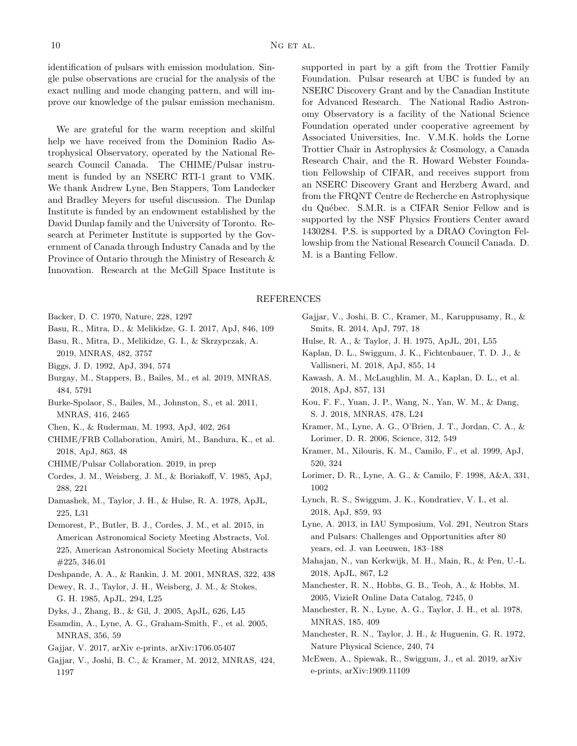identification of pulsars with emission modulation. Single pulse observations are crucial for the analysis of the exact nulling and mode changing pattern, and will improve our knowledge of the pulsar emission mechanism.

We are grateful for the warm reception and skilful help we have received from the Dominion Radio Astrophysical Observatory, operated by the National Research Council Canada. The CHIME/Pulsar instrument is funded by an NSERC RTI-1 grant to VMK. We thank Andrew Lyne, Ben Stappers, Tom Landecker and Bradley Meyers for useful discussion. The Dunlap Institute is funded by an endowment established by the David Dunlap family and the University of Toronto. Research at Perimeter Institute is supported by the Government of Canada through Industry Canada and by the Province of Ontario through the Ministry of Research & Innovation. Research at the McGill Space Institute is supported in part by a gift from the Trottier Family Foundation. Pulsar research at UBC is funded by an NSERC Discovery Grant and by the Canadian Institute for Advanced Research. The National Radio Astronomy Observatory is a facility of the National Science Foundation operated under cooperative agreement by Associated Universities, Inc. V.M.K. holds the Lorne Trottier Chair in Astrophysics & Cosmology, a Canada Research Chair, and the R. Howard Webster Foundation Fellowship of CIFAR, and receives support from an NSERC Discovery Grant and Herzberg Award, and from the FRQNT Centre de Recherche en Astrophysique du Québec. S.M.R. is a CIFAR Senior Fellow and is supported by the NSF Physics Frontiers Center award 1430284. P.S. is supported by a DRAO Covington Fellowship from the National Research Council Canada. D. M. is a Banting Fellow.

## REFERENCES

Backer, D. C. 1970, Nature, 228, 1297

Basu, R., Mitra, D., & Melikidze, G. I. 2017, ApJ, 846, 109

Basu, R., Mitra, D., Melikidze, G. I., & Skrzypczak, A. 2019, MNRAS, 482, 3757

Biggs, J. D. 1992, ApJ, 394, 574

Burgay, M., Stappers, B., Bailes, M., et al. 2019, MNRAS, 484, 5791

Burke-Spolaor, S., Bailes, M., Johnston, S., et al. 2011, MNRAS, 416, 2465

Chen, K., & Ruderman, M. 1993, ApJ, 402, 264

CHIME/FRB Collaboration, Amiri, M., Bandura, K., et al. 2018, ApJ, 863, 48

CHIME/Pulsar Collaboration. 2019, in prep

Cordes, J. M., Weisberg, J. M., & Boriakoff, V. 1985, ApJ, 288, 221

Damashek, M., Taylor, J. H., & Hulse, R. A. 1978, ApJL, 225, L31

Demorest, P., Butler, B. J., Cordes, J. M., et al. 2015, in American Astronomical Society Meeting Abstracts, Vol. 225, American Astronomical Society Meeting Abstracts #225, 346.01

Deshpande, A. A., & Rankin, J. M. 2001, MNRAS, 322, 438

Dewey, R. J., Taylor, J. H., Weisberg, J. M., & Stokes, G. H. 1985, ApJL, 294, L25

Dyks, J., Zhang, B., & Gil, J. 2005, ApJL, 626, L45

Esamdin, A., Lyne, A. G., Graham-Smith, F., et al. 2005, MNRAS, 356, 59

Gajjar, V. 2017, arXiv e-prints, arXiv:1706.05407

Gajjar, V., Joshi, B. C., & Kramer, M. 2012, MNRAS, 424, 1197

Gajjar, V., Joshi, B. C., Kramer, M., Karuppusamy, R., & Smits, R. 2014, ApJ, 797, 18

Hulse, R. A., & Taylor, J. H. 1975, ApJL, 201, L55

Kaplan, D. L., Swiggum, J. K., Fichtenbauer, T. D. J., & Vallisneri, M. 2018, ApJ, 855, 14

Kawash, A. M., McLaughlin, M. A., Kaplan, D. L., et al. 2018, ApJ, 857, 131

Kou, F. F., Yuan, J. P., Wang, N., Yan, W. M., & Dang, S. J. 2018, MNRAS, 478, L24

Kramer, M., Lyne, A. G., O'Brien, J. T., Jordan, C. A., & Lorimer, D. R. 2006, Science, 312, 549

Kramer, M., Xilouris, K. M., Camilo, F., et al. 1999, ApJ, 520, 324

Lorimer, D. R., Lyne, A. G., & Camilo, F. 1998, A&A, 331, 1002

Lynch, R. S., Swiggum, J. K., Kondratiev, V. I., et al. 2018, ApJ, 859, 93

Lyne, A. 2013, in IAU Symposium, Vol. 291, Neutron Stars and Pulsars: Challenges and Opportunities after 80 years, ed. J. van Leeuwen, 183–188

Mahajan, N., van Kerkwijk, M. H., Main, R., & Pen, U.-L. 2018, ApJL, 867, L2

Manchester, R. N., Hobbs, G. B., Teoh, A., & Hobbs, M. 2005, VizieR Online Data Catalog, 7245, 0

Manchester, R. N., Lyne, A. G., Taylor, J. H., et al. 1978, MNRAS, 185, 409

Manchester, R. N., Taylor, J. H., & Huguenin, G. R. 1972, Nature Physical Science, 240, 74

McEwen, A., Spiewak, R., Swiggum, J., et al. 2019, arXiv e-prints, arXiv:1909.11109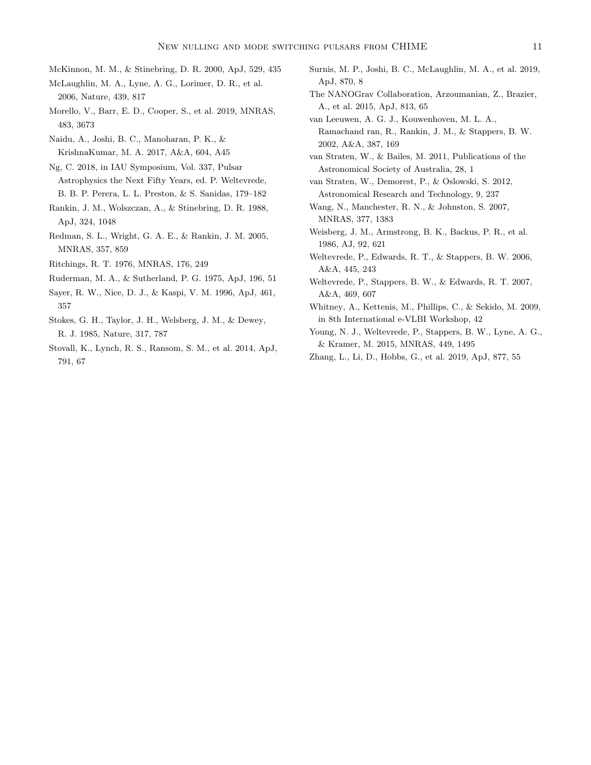McKinnon, M. M., & Stinebring, D. R. 2000, ApJ, 529, 435

McLaughlin, M. A., Lyne, A. G., Lorimer, D. R., et al. 2006, Nature, 439, 817

Morello, V., Barr, E. D., Cooper, S., et al. 2019, MNRAS, 483, 3673

Naidu, A., Joshi, B. C., Manoharan, P. K., & KrishnaKumar, M. A. 2017, A&A, 604, A45

Ng, C. 2018, in IAU Symposium, Vol. 337, Pulsar Astrophysics the Next Fifty Years, ed. P. Weltevrede, B. B. P. Perera, L. L. Preston, & S. Sanidas, 179–182

Rankin, J. M., Wolszczan, A., & Stinebring, D. R. 1988, ApJ, 324, 1048

Redman, S. L., Wright, G. A. E., & Rankin, J. M. 2005, MNRAS, 357, 859

Ritchings, R. T. 1976, MNRAS, 176, 249

Ruderman, M. A., & Sutherland, P. G. 1975, ApJ, 196, 51

Sayer, R. W., Nice, D. J., & Kaspi, V. M. 1996, ApJ, 461, 357

Stokes, G. H., Taylor, J. H., Welsberg, J. M., & Dewey, R. J. 1985, Nature, 317, 787

Stovall, K., Lynch, R. S., Ransom, S. M., et al. 2014, ApJ, 791, 67

Surnis, M. P., Joshi, B. C., McLaughlin, M. A., et al. 2019, ApJ, 870, 8

The NANOGrav Collaboration, Arzoumanian, Z., Brazier, A., et al. 2015, ApJ, 813, 65

van Leeuwen, A. G. J., Kouwenhoven, M. L. A., Ramachand ran, R., Rankin, J. M., & Stappers, B. W. 2002, A&A, 387, 169

van Straten, W., & Bailes, M. 2011, Publications of the Astronomical Society of Australia, 28, 1

van Straten, W., Demorest, P., & Oslowski, S. 2012, Astronomical Research and Technology, 9, 237

Wang, N., Manchester, R. N., & Johnston, S. 2007, MNRAS, 377, 1383

Weisberg, J. M., Armstrong, B. K., Backus, P. R., et al. 1986, AJ, 92, 621

Weltevrede, P., Edwards, R. T., & Stappers, B. W. 2006, A&A, 445, 243

Weltevrede, P., Stappers, B. W., & Edwards, R. T. 2007, A&A, 469, 607

Whitney, A., Kettenis, M., Phillips, C., & Sekido, M. 2009, in 8th International e-VLBI Workshop, 42

Young, N. J., Weltevrede, P., Stappers, B. W., Lyne, A. G., & Kramer, M. 2015, MNRAS, 449, 1495

Zhang, L., Li, D., Hobbs, G., et al. 2019, ApJ, 877, 55